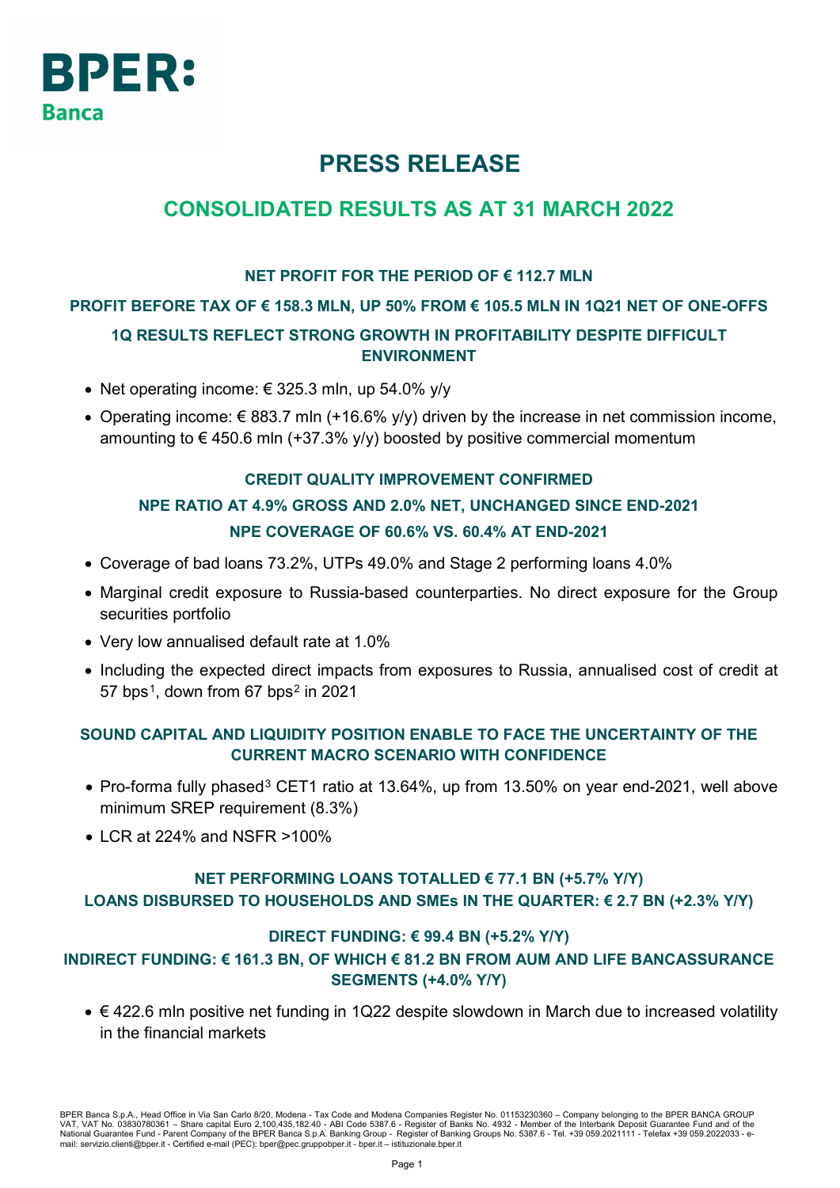# BPER: Banca

# PRESS RELEASE

## CONSOLIDATED RESULTS AS AT 31 MARCH 2022

### NET PROFIT FOR THE PERIOD OF € 112.7 MLN

### PROFIT BEFORE TAX OF € 158.3 MLN, UP 50% FROM € 105.5 MLN IN 1Q21 NET OF ONE-OFFS

### 1Q RESULTS REFLECT STRONG GROWTH IN PROFITABILITY DESPITE DIFFICULT ENVIRONMENT

- Net operating income: € 325.3 mln, up 54.0% y/y
- Operating income: € 883.7 mln (+16.6% y/y) driven by the increase in net commission income, amounting to € 450.6 mln (+37.3% y/y) boosted by positive commercial momentum

### CREDIT QUALITY IMPROVEMENT CONFIRMED

### NPE RATIO AT 4.9% GROSS AND 2.0% NET, UNCHANGED SINCE END-2021

### NPE COVERAGE OF 60.6% VS. 60.4% AT END-2021

- Coverage of bad loans 73.2%, UTPs 49.0% and Stage 2 performing loans 4.0%
- Marginal credit exposure to Russia-based counterparties. No direct exposure for the Group securities portfolio
- Very low annualised default rate at 1.0%
- Including the expected direct impacts from exposures to Russia, annualised cost of credit at 57 bps[1], down from 67 bps[2] in 2021

### SOUND CAPITAL AND LIQUIDITY POSITION ENABLE TO FACE THE UNCERTAINTY OF THE CURRENT MACRO SCENARIO WITH CONFIDENCE

- Pro-forma fully phased[3] CET1 ratio at 13.64%, up from 13.50% on year end-2021, well above minimum SREP requirement (8.3%)
- LCR at 224% and NSFR >100%

### NET PERFORMING LOANS TOTALLED € 77.1 BN (+5.7% Y/Y)

### LOANS DISBURSED TO HOUSEHOLDS AND SMEs IN THE QUARTER: € 2.7 BN (+2.3% Y/Y)

### DIRECT FUNDING: € 99.4 BN (+5.2% Y/Y)

### INDIRECT FUNDING: € 161.3 BN, OF WHICH € 81.2 BN FROM AUM AND LIFE BANCASSURANCE SEGMENTS (+4.0% Y/Y)

- € 422.6 mln positive net funding in 1Q22 despite slowdown in March due to increased volatility in the financial markets

BPER Banca S.p.A., Head Office in Via San Carlo 8/20, Modena - Tax Code and Modena Companies Register No. 01153230360 – Company belonging to the BPER BANCA GROUP VAT, VAT No. 03830780361 – Share capital Euro 2,100,435,182.40 - ABI Code 5387.6 - Register of Banks No. 4932 - Member of the Interbank Deposit Guarantee Fund and of the National Guarantee Fund - Parent Company of the BPER Banca S.p.A. Banking Group - Register of Banking Groups No. 5387.6 - Tel. +39 059.2021111 - Telefax +39 059.2022033 - e-mail: servizio.clienti@bper.it - Certified e-mail (PEC): bper@pec.gruppobper.it - bper.it – istituzionale.bper.it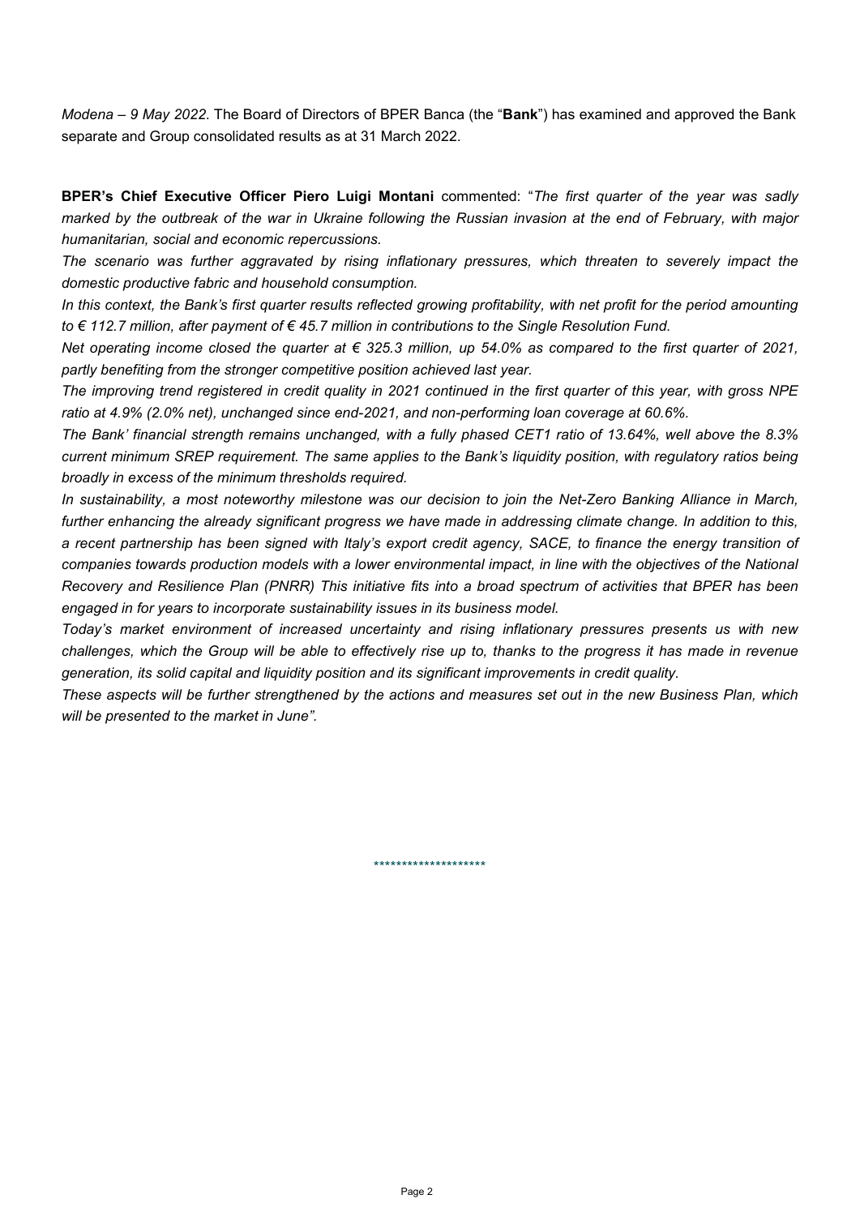*Modena – 9 May 2022*. The Board of Directors of BPER Banca (the "**Bank**") has examined and approved the Bank separate and Group consolidated results as at 31 March 2022.

**BPER's Chief Executive Officer Piero Luigi Montani** commented: "*The first quarter of the year was sadly marked by the outbreak of the war in Ukraine following the Russian invasion at the end of February, with major humanitarian, social and economic repercussions.*

*The scenario was further aggravated by rising inflationary pressures, which threaten to severely impact the domestic productive fabric and household consumption.*

*In this context, the Bank's first quarter results reflected growing profitability, with net profit for the period amounting to € 112.7 million, after payment of € 45.7 million in contributions to the Single Resolution Fund.*

*Net operating income closed the quarter at € 325.3 million, up 54.0% as compared to the first quarter of 2021, partly benefiting from the stronger competitive position achieved last year.*

*The improving trend registered in credit quality in 2021 continued in the first quarter of this year, with gross NPE ratio at 4.9% (2.0% net), unchanged since end-2021, and non-performing loan coverage at 60.6%.*

*The Bank' financial strength remains unchanged, with a fully phased CET1 ratio of 13.64%, well above the 8.3% current minimum SREP requirement. The same applies to the Bank's liquidity position, with regulatory ratios being broadly in excess of the minimum thresholds required.*

*In sustainability, a most noteworthy milestone was our decision to join the Net-Zero Banking Alliance in March, further enhancing the already significant progress we have made in addressing climate change. In addition to this, a recent partnership has been signed with Italy's export credit agency, SACE, to finance the energy transition of companies towards production models with a lower environmental impact, in line with the objectives of the National Recovery and Resilience Plan (PNRR) This initiative fits into a broad spectrum of activities that BPER has been engaged in for years to incorporate sustainability issues in its business model.*

*Today's market environment of increased uncertainty and rising inflationary pressures presents us with new challenges, which the Group will be able to effectively rise up to, thanks to the progress it has made in revenue generation, its solid capital and liquidity position and its significant improvements in credit quality.*

*These aspects will be further strengthened by the actions and measures set out in the new Business Plan, which will be presented to the market in June".*

********************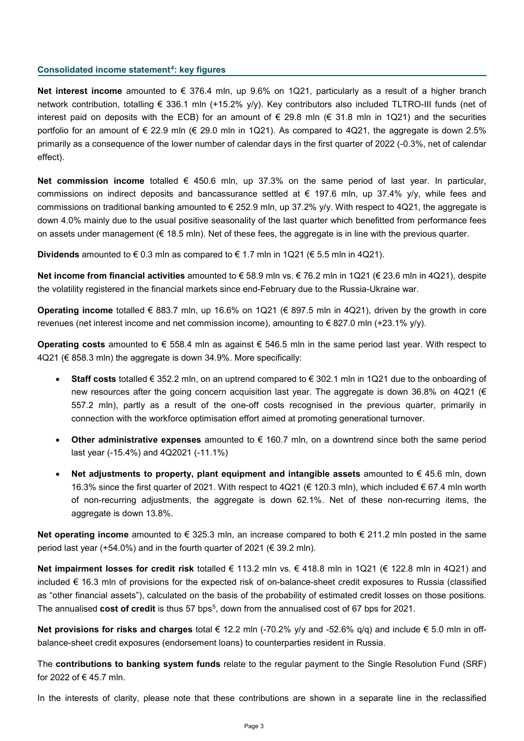## Consolidated income statement[4]: key figures

**Net interest income** amounted to € 376.4 mln, up 9.6% on 1Q21, particularly as a result of a higher branch network contribution, totalling € 336.1 mln (+15.2% y/y). Key contributors also included TLTRO-III funds (net of interest paid on deposits with the ECB) for an amount of € 29.8 mln (€ 31.8 mln in 1Q21) and the securities portfolio for an amount of € 22.9 mln (€ 29.0 mln in 1Q21). As compared to 4Q21, the aggregate is down 2.5% primarily as a consequence of the lower number of calendar days in the first quarter of 2022 (-0.3%, net of calendar effect).

**Net commission income** totalled € 450.6 mln, up 37.3% on the same period of last year. In particular, commissions on indirect deposits and bancassurance settled at € 197.6 mln, up 37.4% y/y, while fees and commissions on traditional banking amounted to € 252.9 mln, up 37.2% y/y. With respect to 4Q21, the aggregate is down 4.0% mainly due to the usual positive seasonality of the last quarter which benefitted from performance fees on assets under management (€ 18.5 mln). Net of these fees, the aggregate is in line with the previous quarter.

**Dividends** amounted to € 0.3 mln as compared to € 1.7 mln in 1Q21 (€ 5.5 mln in 4Q21).

**Net income from financial activities** amounted to € 58.9 mln vs. € 76.2 mln in 1Q21 (€ 23.6 mln in 4Q21), despite the volatility registered in the financial markets since end-February due to the Russia-Ukraine war.

**Operating income** totalled € 883.7 mln, up 16.6% on 1Q21 (€ 897.5 mln in 4Q21), driven by the growth in core revenues (net interest income and net commission income), amounting to € 827.0 mln (+23.1% y/y).

**Operating costs** amounted to € 558.4 mln as against € 546.5 mln in the same period last year. With respect to 4Q21 (€ 858.3 mln) the aggregate is down 34.9%. More specifically:

- **Staff costs** totalled € 352.2 mln, on an uptrend compared to € 302.1 mln in 1Q21 due to the onboarding of new resources after the going concern acquisition last year. The aggregate is down 36.8% on 4Q21 (€ 557.2 mln), partly as a result of the one-off costs recognised in the previous quarter, primarily in connection with the workforce optimisation effort aimed at promoting generational turnover.
- **Other administrative expenses** amounted to € 160.7 mln, on a downtrend since both the same period last year (-15.4%) and 4Q2021 (-11.1%)
- **Net adjustments to property, plant equipment and intangible assets** amounted to € 45.6 mln, down 16.3% since the first quarter of 2021. With respect to 4Q21 (€ 120.3 mln), which included € 67.4 mln worth of non-recurring adjustments, the aggregate is down 62.1%. Net of these non-recurring items, the aggregate is down 13.8%.

**Net operating income** amounted to € 325.3 mln, an increase compared to both € 211.2 mln posted in the same period last year (+54.0%) and in the fourth quarter of 2021 (€ 39.2 mln).

**Net impairment losses for credit risk** totalled € 113.2 mln vs. € 418.8 mln in 1Q21 (€ 122.8 mln in 4Q21) and included € 16.3 mln of provisions for the expected risk of on-balance-sheet credit exposures to Russia (classified as "other financial assets"), calculated on the basis of the probability of estimated credit losses on those positions. The annualised **cost of credit** is thus 57 bps[5], down from the annualised cost of 67 bps for 2021.

**Net provisions for risks and charges** total € 12.2 mln (-70.2% y/y and -52.6% q/q) and include € 5.0 mln in off-balance-sheet credit exposures (endorsement loans) to counterparties resident in Russia.

The **contributions to banking system funds** relate to the regular payment to the Single Resolution Fund (SRF) for 2022 of € 45.7 mln.

In the interests of clarity, please note that these contributions are shown in a separate line in the reclassified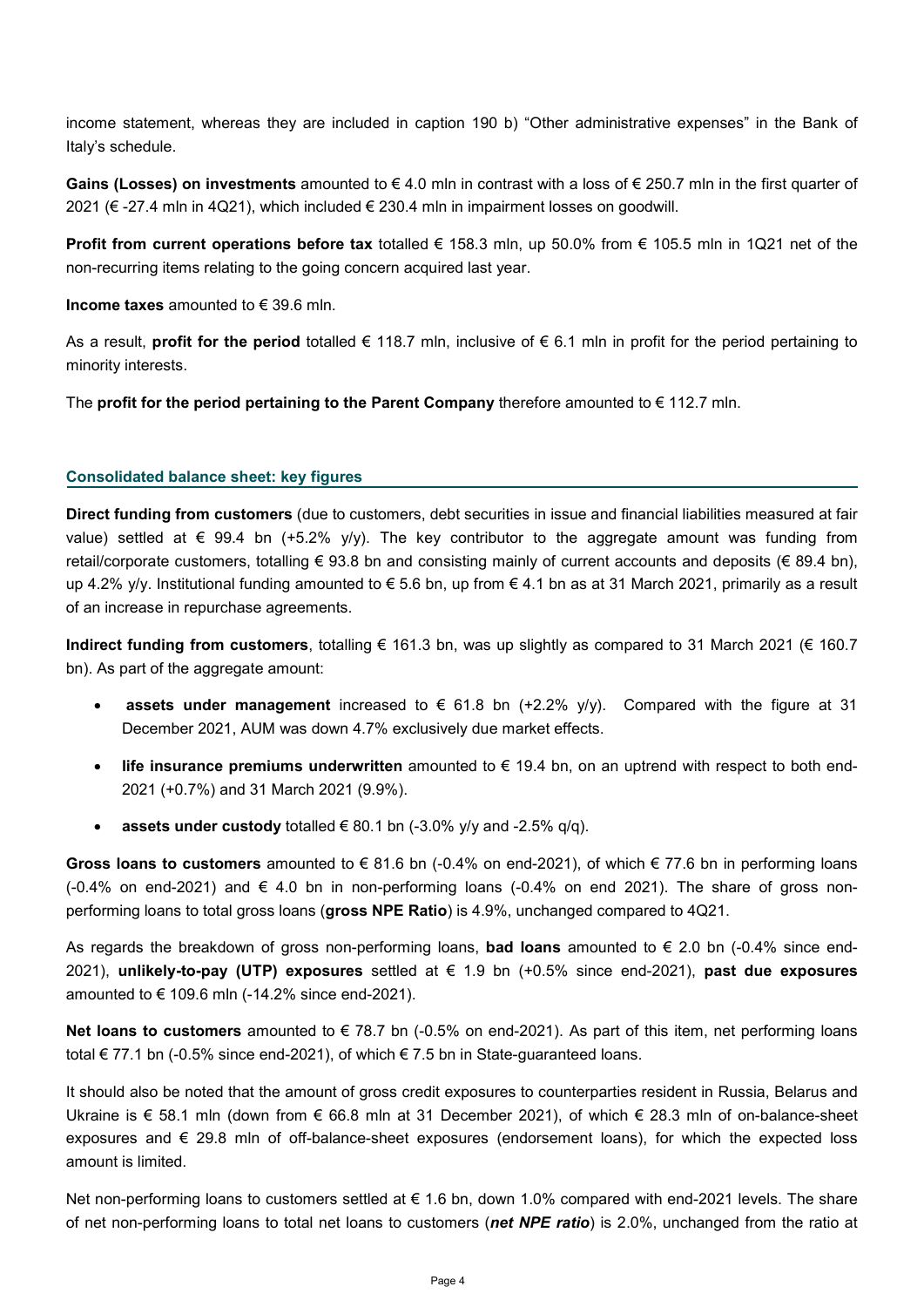income statement, whereas they are included in caption 190 b) "Other administrative expenses" in the Bank of Italy's schedule.

**Gains (Losses) on investments** amounted to € 4.0 mln in contrast with a loss of € 250.7 mln in the first quarter of 2021 (€ -27.4 mln in 4Q21), which included € 230.4 mln in impairment losses on goodwill.

**Profit from current operations before tax** totalled € 158.3 mln, up 50.0% from € 105.5 mln in 1Q21 net of the non-recurring items relating to the going concern acquired last year.

**Income taxes** amounted to € 39.6 mln.

As a result, **profit for the period** totalled € 118.7 mln, inclusive of € 6.1 mln in profit for the period pertaining to minority interests.

The **profit for the period pertaining to the Parent Company** therefore amounted to € 112.7 mln.

## Consolidated balance sheet: key figures

**Direct funding from customers** (due to customers, debt securities in issue and financial liabilities measured at fair value) settled at € 99.4 bn (+5.2% y/y). The key contributor to the aggregate amount was funding from retail/corporate customers, totalling € 93.8 bn and consisting mainly of current accounts and deposits (€ 89.4 bn), up 4.2% y/y. Institutional funding amounted to € 5.6 bn, up from € 4.1 bn as at 31 March 2021, primarily as a result of an increase in repurchase agreements.

**Indirect funding from customers**, totalling € 161.3 bn, was up slightly as compared to 31 March 2021 (€ 160.7 bn). As part of the aggregate amount:

- **assets under management** increased to € 61.8 bn (+2.2% y/y). Compared with the figure at 31 December 2021, AUM was down 4.7% exclusively due market effects.
- **life insurance premiums underwritten** amounted to € 19.4 bn, on an uptrend with respect to both end-2021 (+0.7%) and 31 March 2021 (9.9%).
- **assets under custody** totalled € 80.1 bn (-3.0% y/y and -2.5% q/q).

**Gross loans to customers** amounted to € 81.6 bn (-0.4% on end-2021), of which € 77.6 bn in performing loans (-0.4% on end-2021) and € 4.0 bn in non-performing loans (-0.4% on end 2021). The share of gross non-performing loans to total gross loans (**gross NPE Ratio**) is 4.9%, unchanged compared to 4Q21.

As regards the breakdown of gross non-performing loans, **bad loans** amounted to € 2.0 bn (-0.4% since end-2021), **unlikely-to-pay (UTP) exposures** settled at € 1.9 bn (+0.5% since end-2021), **past due exposures** amounted to € 109.6 mln (-14.2% since end-2021).

**Net loans to customers** amounted to € 78.7 bn (-0.5% on end-2021). As part of this item, net performing loans total € 77.1 bn (-0.5% since end-2021), of which € 7.5 bn in State-guaranteed loans.

It should also be noted that the amount of gross credit exposures to counterparties resident in Russia, Belarus and Ukraine is € 58.1 mln (down from € 66.8 mln at 31 December 2021), of which € 28.3 mln of on-balance-sheet exposures and € 29.8 mln of off-balance-sheet exposures (endorsement loans), for which the expected loss amount is limited.

Net non-performing loans to customers settled at € 1.6 bn, down 1.0% compared with end-2021 levels. The share of net non-performing loans to total net loans to customers (***net NPE ratio***) is 2.0%, unchanged from the ratio at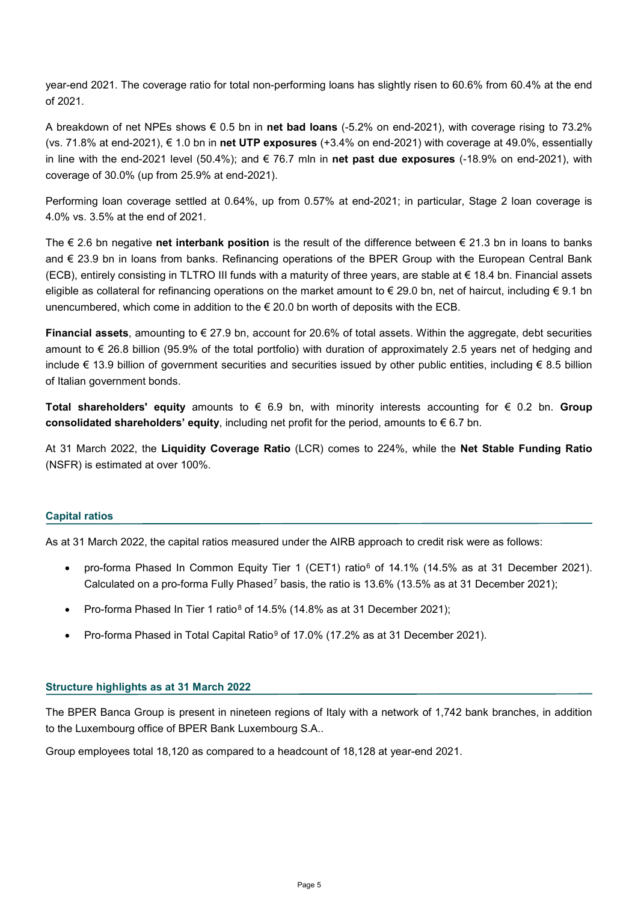year-end 2021. The coverage ratio for total non-performing loans has slightly risen to 60.6% from 60.4% at the end of 2021.

A breakdown of net NPEs shows € 0.5 bn in **net bad loans** (-5.2% on end-2021), with coverage rising to 73.2% (vs. 71.8% at end-2021), € 1.0 bn in **net UTP exposures** (+3.4% on end-2021) with coverage at 49.0%, essentially in line with the end-2021 level (50.4%); and € 76.7 mln in **net past due exposures** (-18.9% on end-2021), with coverage of 30.0% (up from 25.9% at end-2021).

Performing loan coverage settled at 0.64%, up from 0.57% at end-2021; in particular, Stage 2 loan coverage is 4.0% vs. 3.5% at the end of 2021.

The € 2.6 bn negative **net interbank position** is the result of the difference between € 21.3 bn in loans to banks and € 23.9 bn in loans from banks. Refinancing operations of the BPER Group with the European Central Bank (ECB), entirely consisting in TLTRO III funds with a maturity of three years, are stable at € 18.4 bn. Financial assets eligible as collateral for refinancing operations on the market amount to € 29.0 bn, net of haircut, including € 9.1 bn unencumbered, which come in addition to the € 20.0 bn worth of deposits with the ECB.

**Financial assets**, amounting to € 27.9 bn, account for 20.6% of total assets. Within the aggregate, debt securities amount to € 26.8 billion (95.9% of the total portfolio) with duration of approximately 2.5 years net of hedging and include € 13.9 billion of government securities and securities issued by other public entities, including € 8.5 billion of Italian government bonds.

**Total shareholders' equity** amounts to € 6.9 bn, with minority interests accounting for € 0.2 bn. **Group consolidated shareholders' equity**, including net profit for the period, amounts to € 6.7 bn.

At 31 March 2022, the **Liquidity Coverage Ratio** (LCR) comes to 224%, while the **Net Stable Funding Ratio** (NSFR) is estimated at over 100%.

## Capital ratios

As at 31 March 2022, the capital ratios measured under the AIRB approach to credit risk were as follows:

- pro-forma Phased In Common Equity Tier 1 (CET1) ratio[6] of 14.1% (14.5% as at 31 December 2021). Calculated on a pro-forma Fully Phased[7] basis, the ratio is 13.6% (13.5% as at 31 December 2021);
- Pro-forma Phased In Tier 1 ratio[8] of 14.5% (14.8% as at 31 December 2021);
- Pro-forma Phased in Total Capital Ratio[9] of 17.0% (17.2% as at 31 December 2021).

## Structure highlights as at 31 March 2022

The BPER Banca Group is present in nineteen regions of Italy with a network of 1,742 bank branches, in addition to the Luxembourg office of BPER Bank Luxembourg S.A..

Group employees total 18,120 as compared to a headcount of 18,128 at year-end 2021.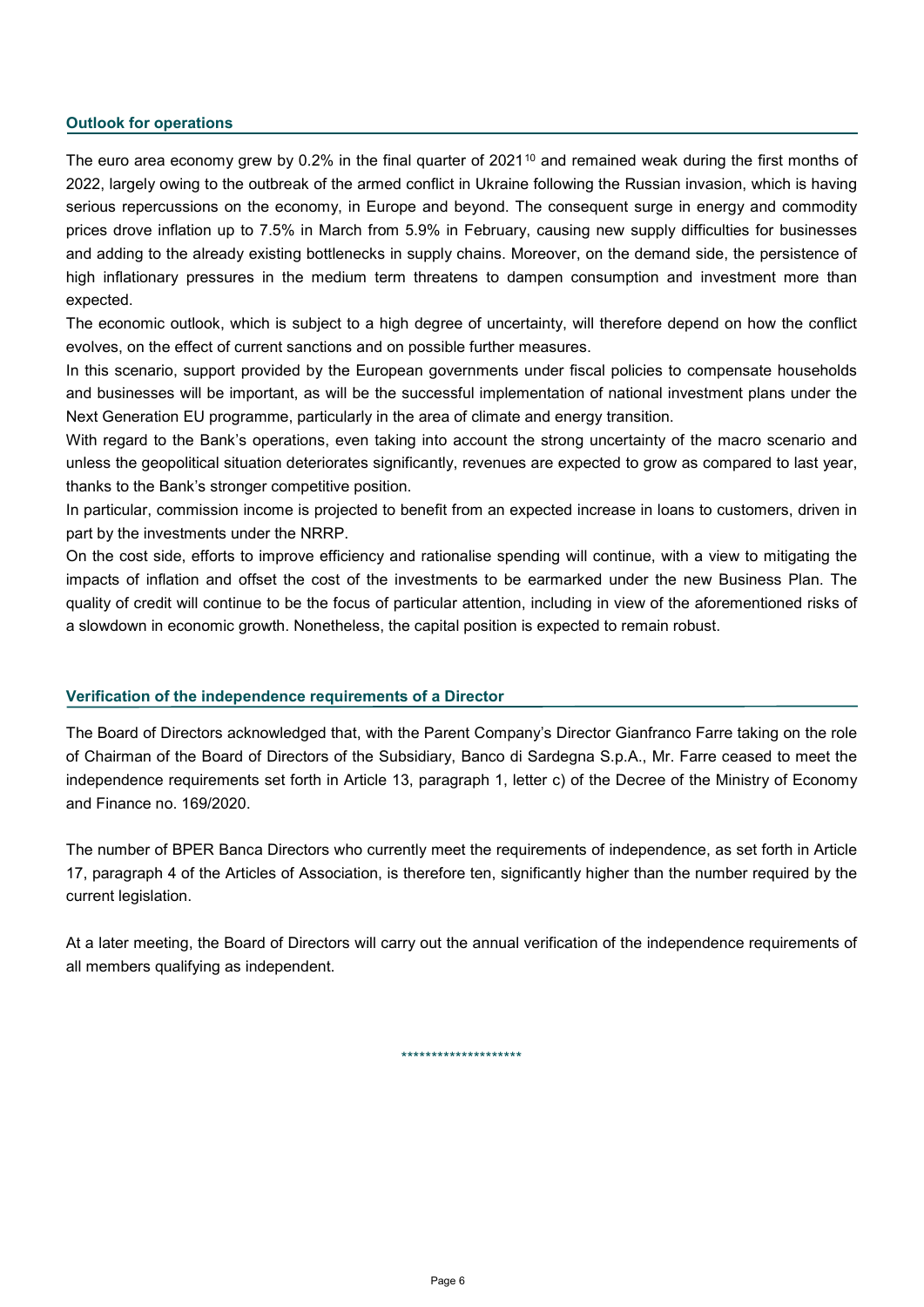## Outlook for operations

The euro area economy grew by 0.2% in the final quarter of 2021[10] and remained weak during the first months of 2022, largely owing to the outbreak of the armed conflict in Ukraine following the Russian invasion, which is having serious repercussions on the economy, in Europe and beyond. The consequent surge in energy and commodity prices drove inflation up to 7.5% in March from 5.9% in February, causing new supply difficulties for businesses and adding to the already existing bottlenecks in supply chains. Moreover, on the demand side, the persistence of high inflationary pressures in the medium term threatens to dampen consumption and investment more than expected.

The economic outlook, which is subject to a high degree of uncertainty, will therefore depend on how the conflict evolves, on the effect of current sanctions and on possible further measures.

In this scenario, support provided by the European governments under fiscal policies to compensate households and businesses will be important, as will be the successful implementation of national investment plans under the Next Generation EU programme, particularly in the area of climate and energy transition.

With regard to the Bank's operations, even taking into account the strong uncertainty of the macro scenario and unless the geopolitical situation deteriorates significantly, revenues are expected to grow as compared to last year, thanks to the Bank's stronger competitive position.

In particular, commission income is projected to benefit from an expected increase in loans to customers, driven in part by the investments under the NRRP.

On the cost side, efforts to improve efficiency and rationalise spending will continue, with a view to mitigating the impacts of inflation and offset the cost of the investments to be earmarked under the new Business Plan. The quality of credit will continue to be the focus of particular attention, including in view of the aforementioned risks of a slowdown in economic growth. Nonetheless, the capital position is expected to remain robust.

## Verification of the independence requirements of a Director

The Board of Directors acknowledged that, with the Parent Company's Director Gianfranco Farre taking on the role of Chairman of the Board of Directors of the Subsidiary, Banco di Sardegna S.p.A., Mr. Farre ceased to meet the independence requirements set forth in Article 13, paragraph 1, letter c) of the Decree of the Ministry of Economy and Finance no. 169/2020.

The number of BPER Banca Directors who currently meet the requirements of independence, as set forth in Article 17, paragraph 4 of the Articles of Association, is therefore ten, significantly higher than the number required by the current legislation.

At a later meeting, the Board of Directors will carry out the annual verification of the independence requirements of all members qualifying as independent.

********************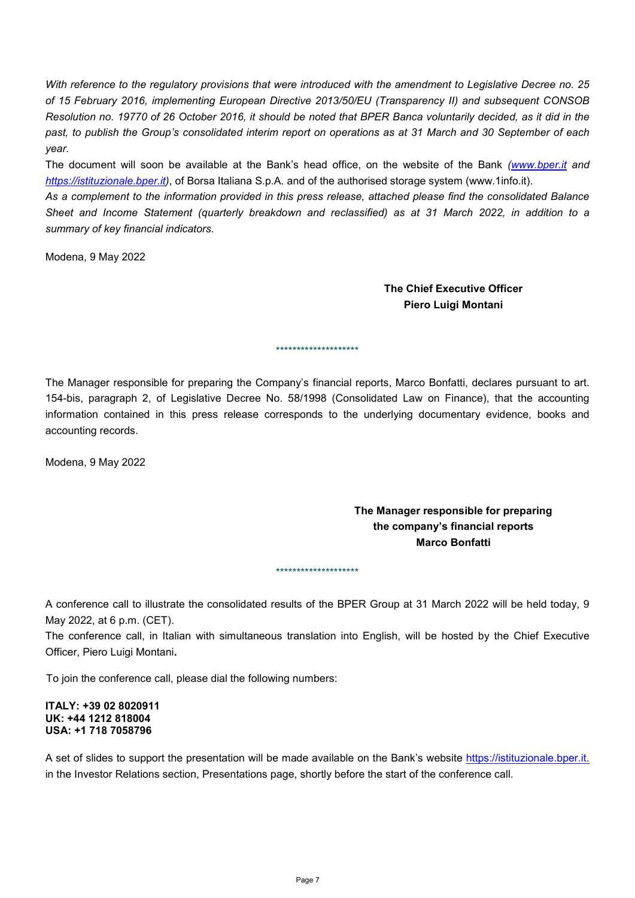*With reference to the regulatory provisions that were introduced with the amendment to Legislative Decree no. 25 of 15 February 2016, implementing European Directive 2013/50/EU (Transparency II) and subsequent CONSOB Resolution no. 19770 of 26 October 2016, it should be noted that BPER Banca voluntarily decided, as it did in the past, to publish the Group's consolidated interim report on operations as at 31 March and 30 September of each year.*

The document will soon be available at the Bank's head office, on the website of the Bank *(www.bper.it and https://istituzionale.bper.it)*, of Borsa Italiana S.p.A. and of the authorised storage system (www.1info.it).

*As a complement to the information provided in this press release, attached please find the consolidated Balance Sheet and Income Statement (quarterly breakdown and reclassified) as at 31 March 2022, in addition to a summary of key financial indicators.*

Modena, 9 May 2022

**The Chief Executive Officer**
**Piero Luigi Montani**

********************

The Manager responsible for preparing the Company's financial reports, Marco Bonfatti, declares pursuant to art. 154-bis, paragraph 2, of Legislative Decree No. 58/1998 (Consolidated Law on Finance), that the accounting information contained in this press release corresponds to the underlying documentary evidence, books and accounting records.

Modena, 9 May 2022

**The Manager responsible for preparing**
**the company's financial reports**
**Marco Bonfatti**

********************

A conference call to illustrate the consolidated results of the BPER Group at 31 March 2022 will be held today, 9 May 2022, at 6 p.m. (CET).

The conference call, in Italian with simultaneous translation into English, will be hosted by the Chief Executive Officer, Piero Luigi Montani**.**

To join the conference call, please dial the following numbers:

**ITALY: +39 02 8020911**
**UK: +44 1212 818004**
**USA: +1 718 7058796**

A set of slides to support the presentation will be made available on the Bank's website https://istituzionale.bper.it. in the Investor Relations section, Presentations page, shortly before the start of the conference call.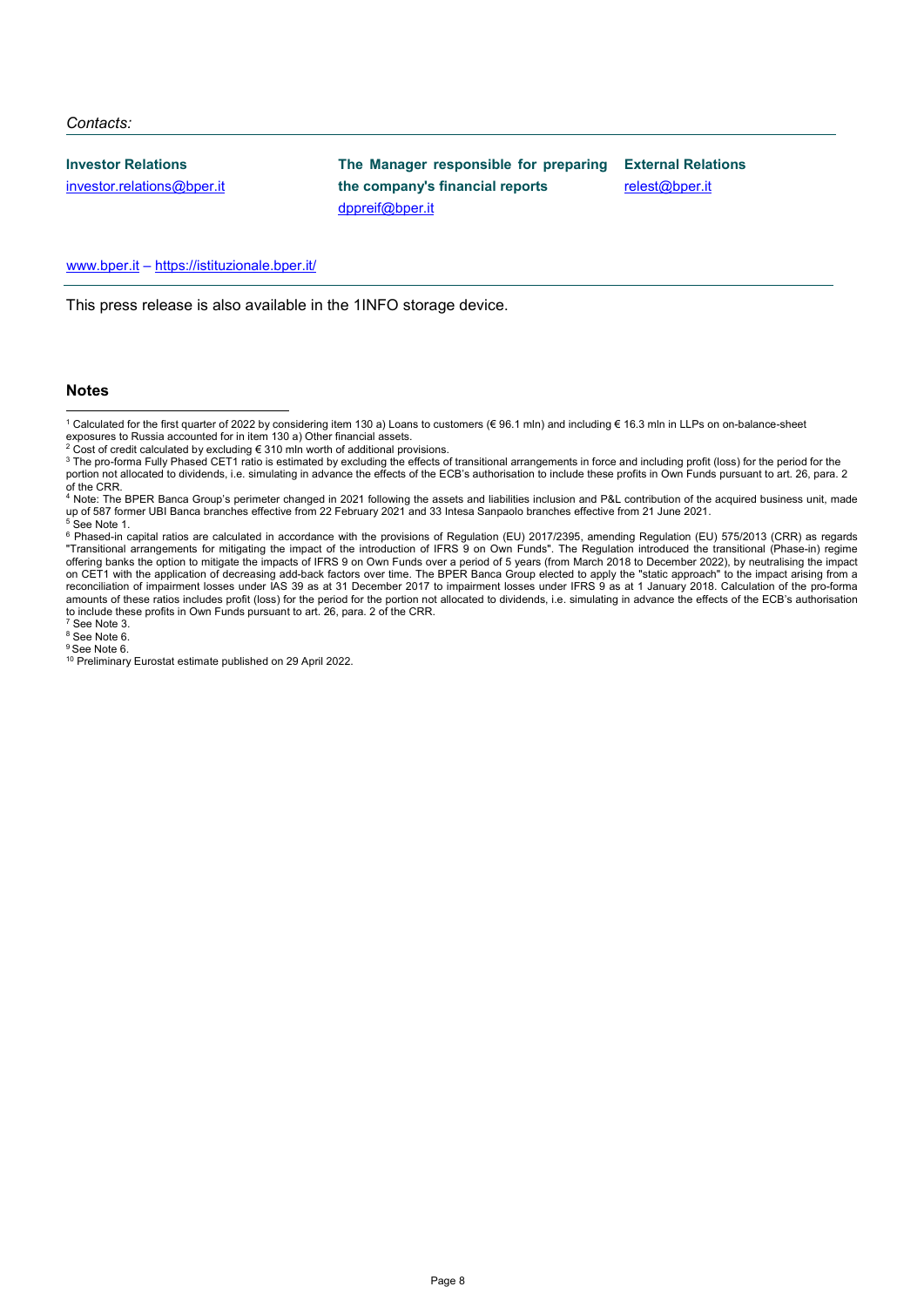*Contacts:*

**Investor Relations**
investor.relations@bper.it

**The Manager responsible for preparing the company's financial reports**
dppreif@bper.it

**External Relations**
relest@bper.it

www.bper.it – https://istituzionale.bper.it/

This press release is also available in the 1INFO storage device.

**Notes**

[1] Calculated for the first quarter of 2022 by considering item 130 a) Loans to customers (€ 96.1 mln) and including € 16.3 mln in LLPs on on-balance-sheet exposures to Russia accounted for in item 130 a) Other financial assets.

[2] Cost of credit calculated by excluding € 310 mln worth of additional provisions.

[3] The pro-forma Fully Phased CET1 ratio is estimated by excluding the effects of transitional arrangements in force and including profit (loss) for the period for the portion not allocated to dividends, i.e. simulating in advance the effects of the ECB's authorisation to include these profits in Own Funds pursuant to art. 26, para. 2 of the CRR.

[4] Note: The BPER Banca Group's perimeter changed in 2021 following the assets and liabilities inclusion and P&L contribution of the acquired business unit, made up of 587 former UBI Banca branches effective from 22 February 2021 and 33 Intesa Sanpaolo branches effective from 21 June 2021.

[5] See Note 1.

[6] Phased-in capital ratios are calculated in accordance with the provisions of Regulation (EU) 2017/2395, amending Regulation (EU) 575/2013 (CRR) as regards "Transitional arrangements for mitigating the impact of the introduction of IFRS 9 on Own Funds". The Regulation introduced the transitional (Phase-in) regime offering banks the option to mitigate the impacts of IFRS 9 on Own Funds over a period of 5 years (from March 2018 to December 2022), by neutralising the impact on CET1 with the application of decreasing add-back factors over time. The BPER Banca Group elected to apply the "static approach" to the impact arising from a reconciliation of impairment losses under IAS 39 as at 31 December 2017 to impairment losses under IFRS 9 as at 1 January 2018. Calculation of the pro-forma amounts of these ratios includes profit (loss) for the period for the portion not allocated to dividends, i.e. simulating in advance the effects of the ECB's authorisation to include these profits in Own Funds pursuant to art. 26, para. 2 of the CRR.

[7] See Note 3.

[8] See Note 6.

[9] See Note 6.

[10] Preliminary Eurostat estimate published on 29 April 2022.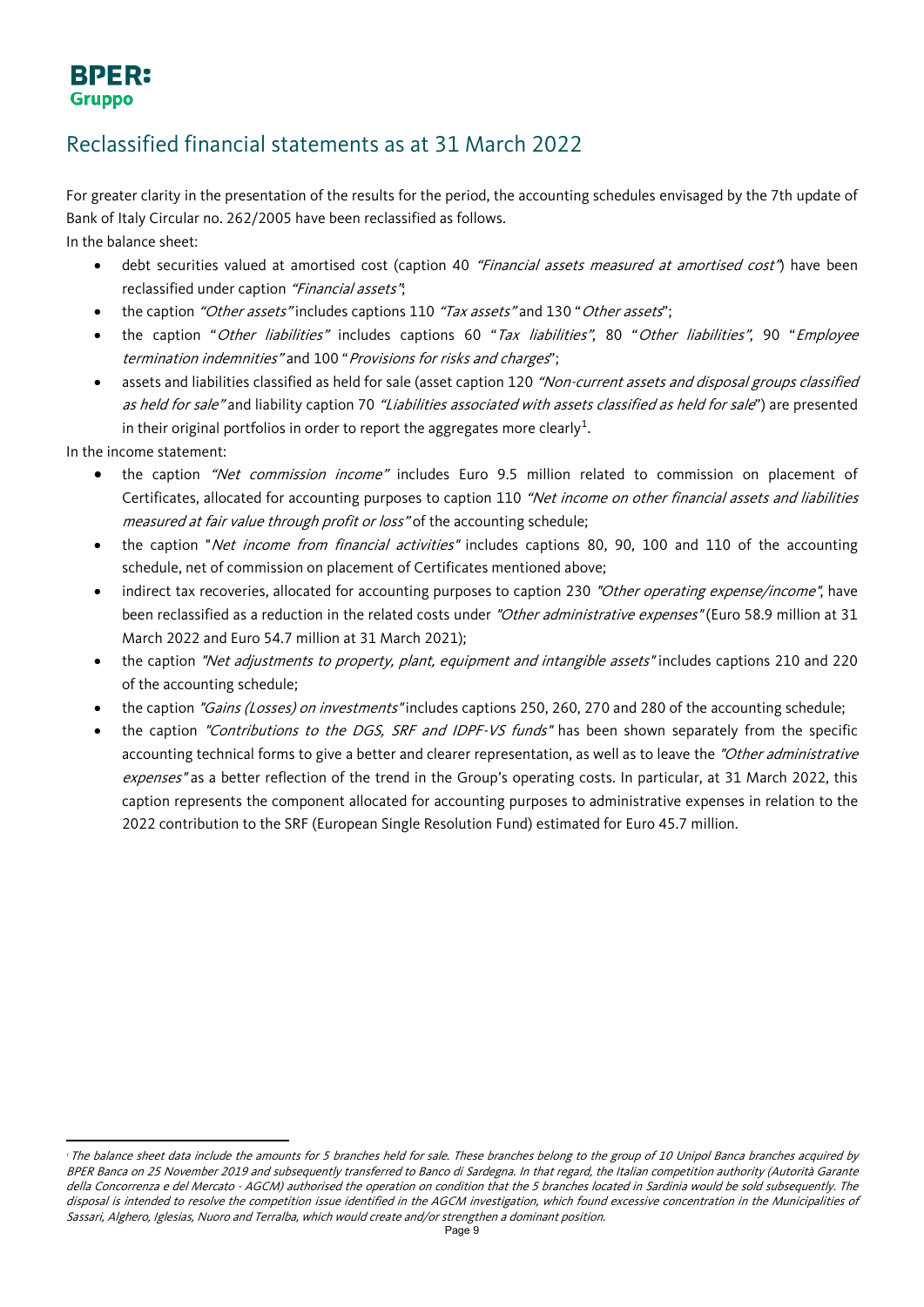# Reclassified financial statements as at 31 March 2022

For greater clarity in the presentation of the results for the period, the accounting schedules envisaged by the 7th update of Bank of Italy Circular no. 262/2005 have been reclassified as follows.

In the balance sheet:

- debt securities valued at amortised cost (caption 40 *"Financial assets measured at amortised cost"*) have been reclassified under caption *"Financial assets"*;
- the caption *"Other assets"* includes captions 110 *"Tax assets"* and 130 "*Other assets*";
- the caption "*Other liabilities"* includes captions 60 "*Tax liabilities"*, 80 "*Other liabilities"*, 90 "*Employee termination indemnities"* and 100 "*Provisions for risks and charges*";
- assets and liabilities classified as held for sale (asset caption 120 *"Non-current assets and disposal groups classified as held for sale"* and liability caption 70 *"Liabilities associated with assets classified as held for sale*") are presented in their original portfolios in order to report the aggregates more clearly[1].

In the income statement:

- the caption *"Net commission income"* includes Euro 9.5 million related to commission on placement of Certificates, allocated for accounting purposes to caption 110 *"Net income on other financial assets and liabilities measured at fair value through profit or loss"* of the accounting schedule;
- the caption "*Net income from financial activities"* includes captions 80, 90, 100 and 110 of the accounting schedule, net of commission on placement of Certificates mentioned above;
- indirect tax recoveries, allocated for accounting purposes to caption 230 *"Other operating expense/income"*, have been reclassified as a reduction in the related costs under *"Other administrative expenses"* (Euro 58.9 million at 31 March 2022 and Euro 54.7 million at 31 March 2021);
- the caption *"Net adjustments to property, plant, equipment and intangible assets"* includes captions 210 and 220 of the accounting schedule;
- the caption *"Gains (Losses) on investments"* includes captions 250, 260, 270 and 280 of the accounting schedule;
- the caption *"Contributions to the DGS, SRF and IDPF-VS funds"* has been shown separately from the specific accounting technical forms to give a better and clearer representation, as well as to leave the *"Other administrative expenses"* as a better reflection of the trend in the Group's operating costs. In particular, at 31 March 2022, this caption represents the component allocated for accounting purposes to administrative expenses in relation to the 2022 contribution to the SRF (European Single Resolution Fund) estimated for Euro 45.7 million.

---

[1] *The balance sheet data include the amounts for 5 branches held for sale. These branches belong to the group of 10 Unipol Banca branches acquired by BPER Banca on 25 November 2019 and subsequently transferred to Banco di Sardegna. In that regard, the Italian competition authority (Autorità Garante della Concorrenza e del Mercato - AGCM) authorised the operation on condition that the 5 branches located in Sardinia would be sold subsequently. The disposal is intended to resolve the competition issue identified in the AGCM investigation, which found excessive concentration in the Municipalities of Sassari, Alghero, Iglesias, Nuoro and Terralba, which would create and/or strengthen a dominant position.*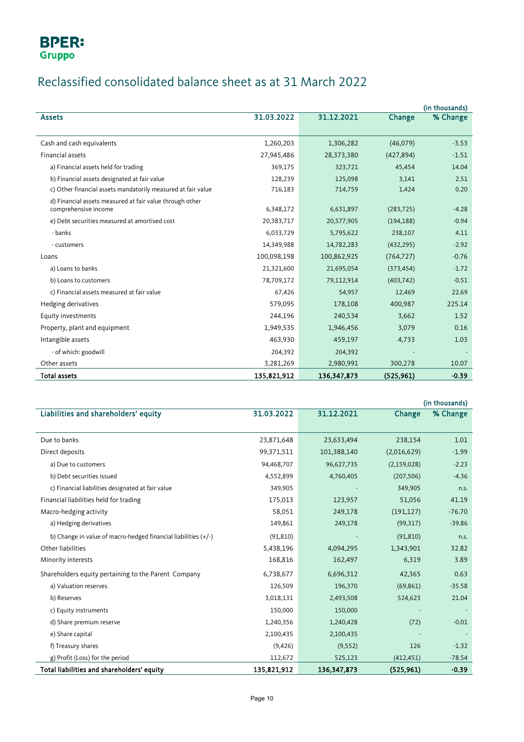BPER: Gruppo

# Reclassified consolidated balance sheet as at 31 March 2022

(in thousands)

| Assets | 31.03.2022 | 31.12.2021 | Change | % Change |
|---|---|---|---|---|
| Cash and cash equivalents | 1,260,203 | 1,306,282 | (46,079) | -3.53 |
| Financial assets | 27,945,486 | 28,373,380 | (427,894) | -1.51 |
| a) Financial assets held for trading | 369,175 | 323,721 | 45,454 | 14.04 |
| b) Financial assets designated at fair value | 128,239 | 125,098 | 3,141 | 2.51 |
| c) Other financial assets mandatorily measured at fair value | 716,183 | 714,759 | 1,424 | 0.20 |
| d) Financial assets measured at fair value through other comprehensive income | 6,348,172 | 6,631,897 | (283,725) | -4.28 |
| e) Debt securities measured at amortised cost | 20,383,717 | 20,577,905 | (194,188) | -0.94 |
| - banks | 6,033,729 | 5,795,622 | 238,107 | 4.11 |
| - customers | 14,349,988 | 14,782,283 | (432,295) | -2.92 |
| Loans | 100,098,198 | 100,862,925 | (764,727) | -0.76 |
| a) Loans to banks | 21,321,600 | 21,695,054 | (373,454) | -1.72 |
| b) Loans to customers | 78,709,172 | 79,112,914 | (403,742) | -0.51 |
| c) Financial assets measured at fair value | 67,426 | 54,957 | 12,469 | 22.69 |
| Hedging derivatives | 579,095 | 178,108 | 400,987 | 225.14 |
| Equity investments | 244,196 | 240,534 | 3,662 | 1.52 |
| Property, plant and equipment | 1,949,535 | 1,946,456 | 3,079 | 0.16 |
| Intangible assets | 463,930 | 459,197 | 4,733 | 1.03 |
| - of which: goodwill | 204,392 | 204,392 | - | - |
| Other assets | 3,281,269 | 2,980,991 | 300,278 | 10.07 |
| **Total assets** | **135,821,912** | **136,347,873** | **(525,961)** | **-0.39** |

(in thousands)

| Liabilities and shareholders' equity | 31.03.2022 | 31.12.2021 | Change | % Change |
|---|---|---|---|---|
| Due to banks | 23,871,648 | 23,633,494 | 238,154 | 1.01 |
| Direct deposits | 99,371,511 | 101,388,140 | (2,016,629) | -1.99 |
| a) Due to customers | 94,468,707 | 96,627,735 | (2,159,028) | -2.23 |
| b) Debt securities issued | 4,552,899 | 4,760,405 | (207,506) | -4.36 |
| c) Financial liabilities designated at fair value | 349,905 | - | 349,905 | n.s. |
| Financial liabilities held for trading | 175,013 | 123,957 | 51,056 | 41.19 |
| Macro-hedging activity | 58,051 | 249,178 | (191,127) | -76.70 |
| a) Hedging derivatives | 149,861 | 249,178 | (99,317) | -39.86 |
| b) Change in value of macro-hedged financial liabilities (+/-) | (91,810) | - | (91,810) | n.s. |
| Other liabilities | 5,438,196 | 4,094,295 | 1,343,901 | 32.82 |
| Minority interests | 168,816 | 162,497 | 6,319 | 3.89 |
| Shareholders equity pertaining to the Parent Company | 6,738,677 | 6,696,312 | 42,365 | 0.63 |
| a) Valuation reserves | 126,509 | 196,370 | (69,861) | -35.58 |
| b) Reserves | 3,018,131 | 2,493,508 | 524,623 | 21.04 |
| c) Equity instruments | 150,000 | 150,000 | - | - |
| d) Share premium reserve | 1,240,356 | 1,240,428 | (72) | -0.01 |
| e) Share capital | 2,100,435 | 2,100,435 | - | - |
| f) Treasury shares | (9,426) | (9,552) | 126 | -1.32 |
| g) Profit (Loss) for the period | 112,672 | 525,123 | (412,451) | -78.54 |
| **Total liabilities and shareholders' equity** | **135,821,912** | **136,347,873** | **(525,961)** | **-0.39** |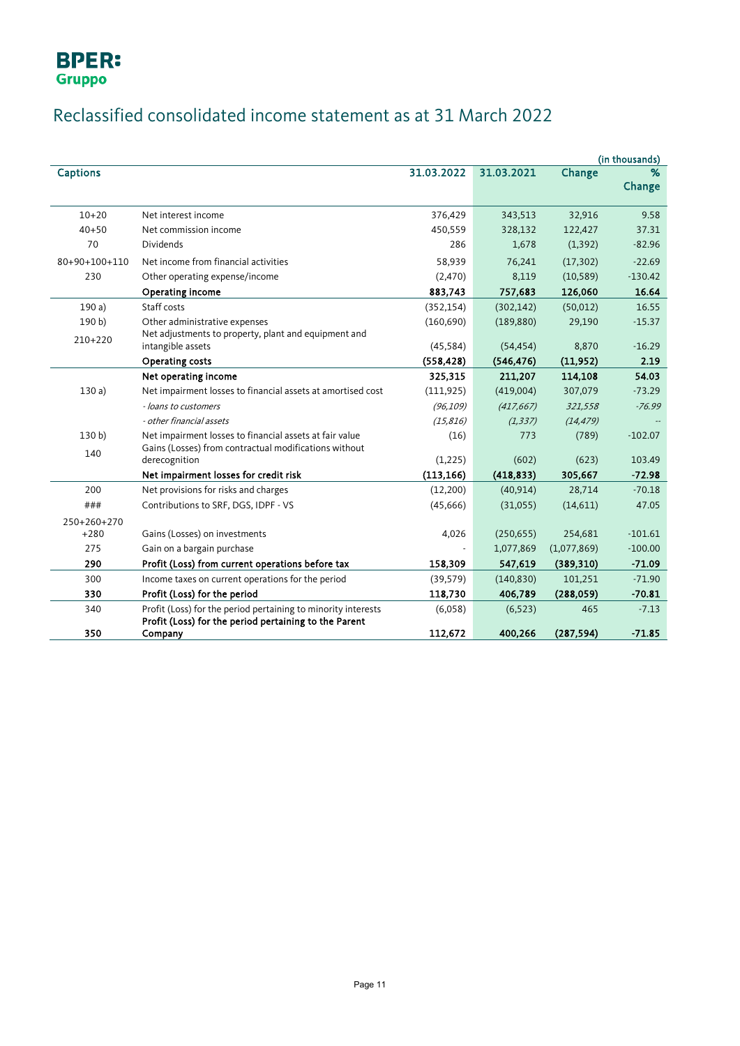**BPER: Gruppo**

# Reclassified consolidated income statement as at 31 March 2022

(in thousands)

| Captions | | 31.03.2022 | 31.03.2021 | Change | % Change |
|---|---|---|---|---|---|
| 10+20 | Net interest income | 376,429 | 343,513 | 32,916 | 9.58 |
| 40+50 | Net commission income | 450,559 | 328,132 | 122,427 | 37.31 |
| 70 | Dividends | 286 | 1,678 | (1,392) | -82.96 |
| 80+90+100+110 | Net income from financial activities | 58,939 | 76,241 | (17,302) | -22.69 |
| 230 | Other operating expense/income | (2,470) | 8,119 | (10,589) | -130.42 |
| | **Operating income** | **883,743** | **757,683** | **126,060** | **16.64** |
| 190 a) | Staff costs | (352,154) | (302,142) | (50,012) | 16.55 |
| 190 b) | Other administrative expenses | (160,690) | (189,880) | 29,190 | -15.37 |
| 210+220 | Net adjustments to property, plant and equipment and intangible assets | (45,584) | (54,454) | 8,870 | -16.29 |
| | **Operating costs** | **(558,428)** | **(546,476)** | **(11,952)** | **2.19** |
| | **Net operating income** | **325,315** | **211,207** | **114,108** | **54.03** |
| 130 a) | Net impairment losses to financial assets at amortised cost | (111,925) | (419,004) | 307,079 | -73.29 |
| | *- loans to customers* | *(96,109)* | *(417,667)* | *321,558* | *-76.99* |
| | *- other financial assets* | *(15,816)* | *(1,337)* | *(14,479)* | *--* |
| 130 b) | Net impairment losses to financial assets at fair value | (16) | 773 | (789) | -102.07 |
| 140 | Gains (Losses) from contractual modifications without derecognition | (1,225) | (602) | (623) | 103.49 |
| | **Net impairment losses for credit risk** | **(113,166)** | **(418,833)** | **305,667** | **-72.98** |
| 200 | Net provisions for risks and charges | (12,200) | (40,914) | 28,714 | -70.18 |
| ### | Contributions to SRF, DGS, IDPF - VS | (45,666) | (31,055) | (14,611) | 47.05 |
| 250+260+270 +280 | Gains (Losses) on investments | 4,026 | (250,655) | 254,681 | -101.61 |
| 275 | Gain on a bargain purchase | - | 1,077,869 | (1,077,869) | -100.00 |
| **290** | **Profit (Loss) from current operations before tax** | **158,309** | **547,619** | **(389,310)** | **-71.09** |
| 300 | Income taxes on current operations for the period | (39,579) | (140,830) | 101,251 | -71.90 |
| **330** | **Profit (Loss) for the period** | **118,730** | **406,789** | **(288,059)** | **-70.81** |
| 340 | Profit (Loss) for the period pertaining to minority interests | (6,058) | (6,523) | 465 | -7.13 |
| **350** | **Profit (Loss) for the period pertaining to the Parent Company** | **112,672** | **400,266** | **(287,594)** | **-71.85** |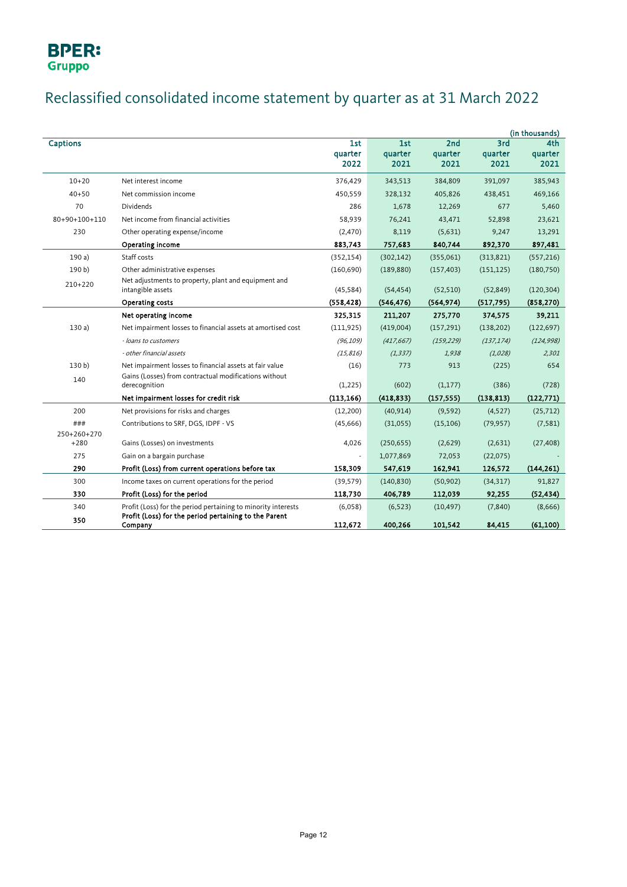BPER: Gruppo

# Reclassified consolidated income statement by quarter as at 31 March 2022

(in thousands)

| Captions | | 1st quarter 2022 | 1st quarter 2021 | 2nd quarter 2021 | 3rd quarter 2021 | 4th quarter 2021 |
|---|---|---|---|---|---|---|
| 10+20 | Net interest income | 376,429 | 343,513 | 384,809 | 391,097 | 385,943 |
| 40+50 | Net commission income | 450,559 | 328,132 | 405,826 | 438,451 | 469,166 |
| 70 | Dividends | 286 | 1,678 | 12,269 | 677 | 5,460 |
| 80+90+100+110 | Net income from financial activities | 58,939 | 76,241 | 43,471 | 52,898 | 23,621 |
| 230 | Other operating expense/income | (2,470) | 8,119 | (5,631) | 9,247 | 13,291 |
| | **Operating income** | **883,743** | **757,683** | **840,744** | **892,370** | **897,481** |
| 190 a) | Staff costs | (352,154) | (302,142) | (355,061) | (313,821) | (557,216) |
| 190 b) | Other administrative expenses | (160,690) | (189,880) | (157,403) | (151,125) | (180,750) |
| 210+220 | Net adjustments to property, plant and equipment and intangible assets | (45,584) | (54,454) | (52,510) | (52,849) | (120,304) |
| | **Operating costs** | **(558,428)** | **(546,476)** | **(564,974)** | **(517,795)** | **(858,270)** |
| | **Net operating income** | **325,315** | **211,207** | **275,770** | **374,575** | **39,211** |
| 130 a) | Net impairment losses to financial assets at amortised cost | (111,925) | (419,004) | (157,291) | (138,202) | (122,697) |
| | *- loans to customers* | *(96,109)* | *(417,667)* | *(159,229)* | *(137,174)* | *(124,998)* |
| | *- other financial assets* | *(15,816)* | *(1,337)* | *1,938* | *(1,028)* | *2,301* |
| 130 b) | Net impairment losses to financial assets at fair value | (16) | 773 | 913 | (225) | 654 |
| 140 | Gains (Losses) from contractual modifications without derecognition | (1,225) | (602) | (1,177) | (386) | (728) |
| | **Net impairment losses for credit risk** | **(113,166)** | **(418,833)** | **(157,555)** | **(138,813)** | **(122,771)** |
| 200 | Net provisions for risks and charges | (12,200) | (40,914) | (9,592) | (4,527) | (25,712) |
| ### | Contributions to SRF, DGS, IDPF - VS | (45,666) | (31,055) | (15,106) | (79,957) | (7,581) |
| 250+260+270 +280 | Gains (Losses) on investments | 4,026 | (250,655) | (2,629) | (2,631) | (27,408) |
| 275 | Gain on a bargain purchase | - | 1,077,869 | 72,053 | (22,075) | - |
| **290** | **Profit (Loss) from current operations before tax** | **158,309** | **547,619** | **162,941** | **126,572** | **(144,261)** |
| 300 | Income taxes on current operations for the period | (39,579) | (140,830) | (50,902) | (34,317) | 91,827 |
| **330** | **Profit (Loss) for the period** | **118,730** | **406,789** | **112,039** | **92,255** | **(52,434)** |
| 340 | Profit (Loss) for the period pertaining to minority interests | (6,058) | (6,523) | (10,497) | (7,840) | (8,666) |
| **350** | **Profit (Loss) for the period pertaining to the Parent Company** | **112,672** | **400,266** | **101,542** | **84,415** | **(61,100)** |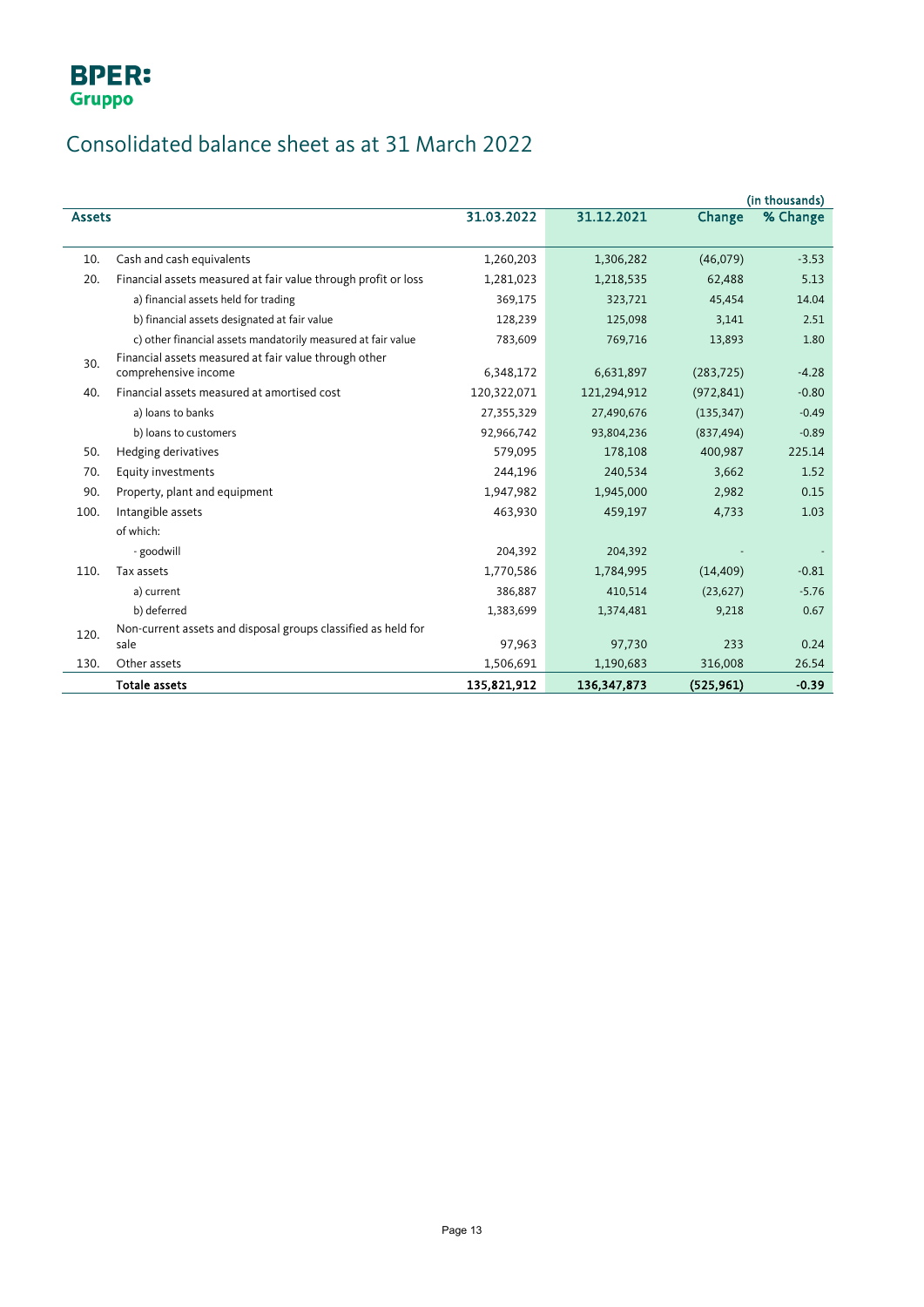**BPER: Gruppo**

# Consolidated balance sheet as at 31 March 2022

(in thousands)

| | Assets | 31.03.2022 | 31.12.2021 | Change | % Change |
|---|---|---|---|---|---|
| 10. | Cash and cash equivalents | 1,260,203 | 1,306,282 | (46,079) | -3.53 |
| 20. | Financial assets measured at fair value through profit or loss | 1,281,023 | 1,218,535 | 62,488 | 5.13 |
| | a) financial assets held for trading | 369,175 | 323,721 | 45,454 | 14.04 |
| | b) financial assets designated at fair value | 128,239 | 125,098 | 3,141 | 2.51 |
| | c) other financial assets mandatorily measured at fair value | 783,609 | 769,716 | 13,893 | 1.80 |
| 30. | Financial assets measured at fair value through other comprehensive income | 6,348,172 | 6,631,897 | (283,725) | -4.28 |
| 40. | Financial assets measured at amortised cost | 120,322,071 | 121,294,912 | (972,841) | -0.80 |
| | a) loans to banks | 27,355,329 | 27,490,676 | (135,347) | -0.49 |
| | b) loans to customers | 92,966,742 | 93,804,236 | (837,494) | -0.89 |
| 50. | Hedging derivatives | 579,095 | 178,108 | 400,987 | 225.14 |
| 70. | Equity investments | 244,196 | 240,534 | 3,662 | 1.52 |
| 90. | Property, plant and equipment | 1,947,982 | 1,945,000 | 2,982 | 0.15 |
| 100. | Intangible assets | 463,930 | 459,197 | 4,733 | 1.03 |
| | of which: | | | | |
| | - goodwill | 204,392 | 204,392 | - | - |
| 110. | Tax assets | 1,770,586 | 1,784,995 | (14,409) | -0.81 |
| | a) current | 386,887 | 410,514 | (23,627) | -5.76 |
| | b) deferred | 1,383,699 | 1,374,481 | 9,218 | 0.67 |
| 120. | Non-current assets and disposal groups classified as held for sale | 97,963 | 97,730 | 233 | 0.24 |
| 130. | Other assets | 1,506,691 | 1,190,683 | 316,008 | 26.54 |
| | **Totale assets** | **135,821,912** | **136,347,873** | **(525,961)** | **-0.39** |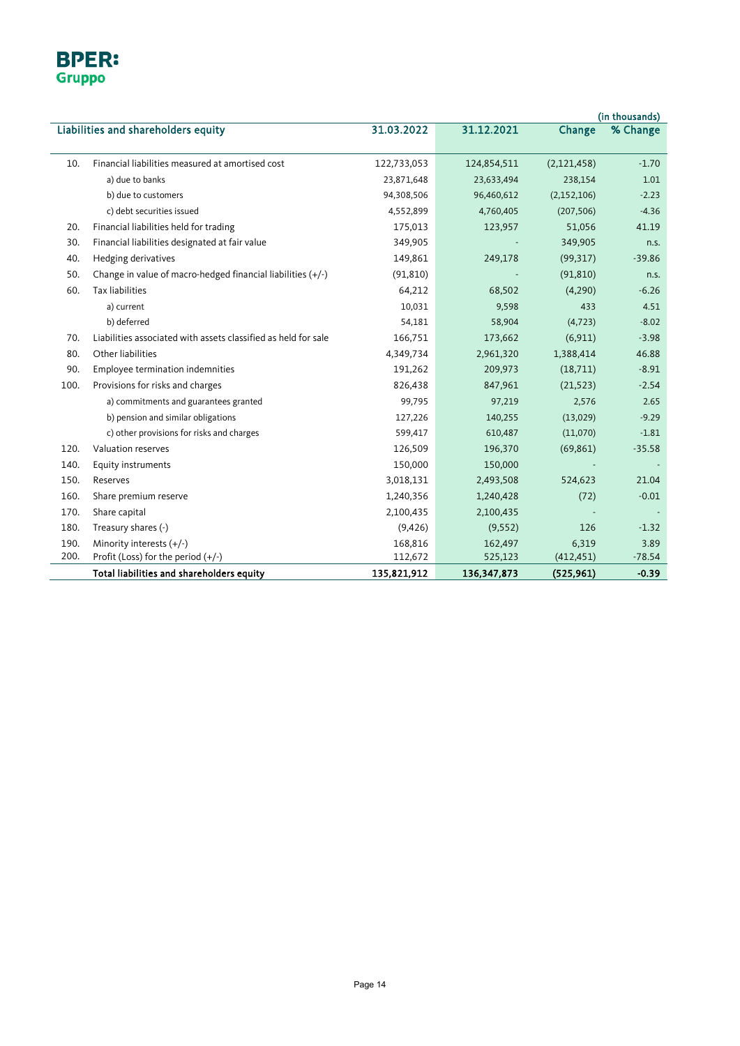**BPER: Gruppo**

(in thousands)

| | Liabilities and shareholders equity | 31.03.2022 | 31.12.2021 | Change | % Change |
|---|---|---|---|---|---|
| 10. | Financial liabilities measured at amortised cost | 122,733,053 | 124,854,511 | (2,121,458) | -1.70 |
| | a) due to banks | 23,871,648 | 23,633,494 | 238,154 | 1.01 |
| | b) due to customers | 94,308,506 | 96,460,612 | (2,152,106) | -2.23 |
| | c) debt securities issued | 4,552,899 | 4,760,405 | (207,506) | -4.36 |
| 20. | Financial liabilities held for trading | 175,013 | 123,957 | 51,056 | 41.19 |
| 30. | Financial liabilities designated at fair value | 349,905 | - | 349,905 | n.s. |
| 40. | Hedging derivatives | 149,861 | 249,178 | (99,317) | -39.86 |
| 50. | Change in value of macro-hedged financial liabilities (+/-) | (91,810) | - | (91,810) | n.s. |
| 60. | Tax liabilities | 64,212 | 68,502 | (4,290) | -6.26 |
| | a) current | 10,031 | 9,598 | 433 | 4.51 |
| | b) deferred | 54,181 | 58,904 | (4,723) | -8.02 |
| 70. | Liabilities associated with assets classified as held for sale | 166,751 | 173,662 | (6,911) | -3.98 |
| 80. | Other liabilities | 4,349,734 | 2,961,320 | 1,388,414 | 46.88 |
| 90. | Employee termination indemnities | 191,262 | 209,973 | (18,711) | -8.91 |
| 100. | Provisions for risks and charges | 826,438 | 847,961 | (21,523) | -2.54 |
| | a) commitments and guarantees granted | 99,795 | 97,219 | 2,576 | 2.65 |
| | b) pension and similar obligations | 127,226 | 140,255 | (13,029) | -9.29 |
| | c) other provisions for risks and charges | 599,417 | 610,487 | (11,070) | -1.81 |
| 120. | Valuation reserves | 126,509 | 196,370 | (69,861) | -35.58 |
| 140. | Equity instruments | 150,000 | 150,000 | - | - |
| 150. | Reserves | 3,018,131 | 2,493,508 | 524,623 | 21.04 |
| 160. | Share premium reserve | 1,240,356 | 1,240,428 | (72) | -0.01 |
| 170. | Share capital | 2,100,435 | 2,100,435 | - | - |
| 180. | Treasury shares (-) | (9,426) | (9,552) | 126 | -1.32 |
| 190. | Minority interests (+/-) | 168,816 | 162,497 | 6,319 | 3.89 |
| 200. | Profit (Loss) for the period (+/-) | 112,672 | 525,123 | (412,451) | -78.54 |
| | **Total liabilities and shareholders equity** | **135,821,912** | **136,347,873** | **(525,961)** | **-0.39** |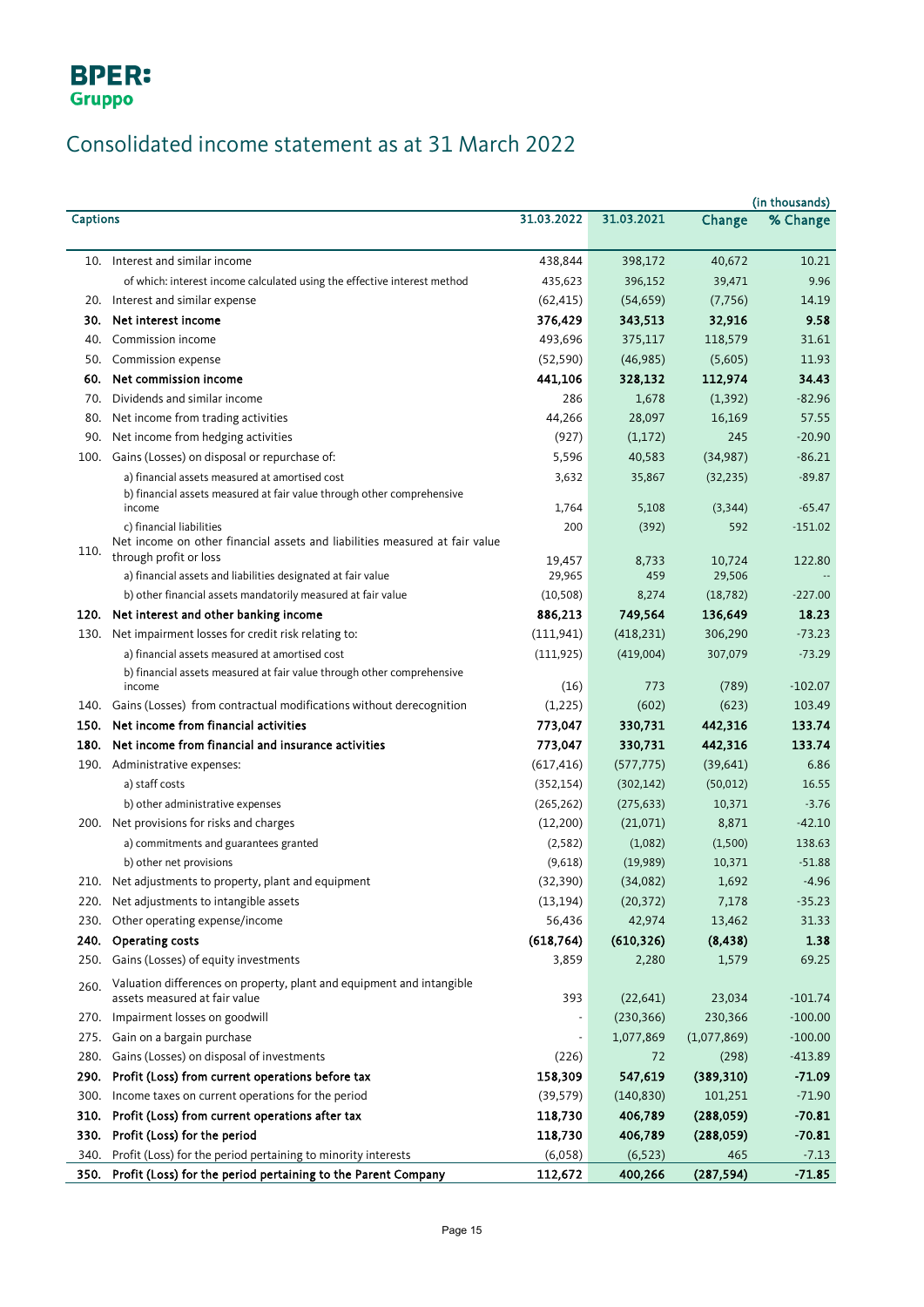BPER: Gruppo

# Consolidated income statement as at 31 March 2022

(in thousands)

| Captions | | 31.03.2022 | 31.03.2021 | Change | % Change |
|---|---|---|---|---|---|
| 10. | Interest and similar income | 438,844 | 398,172 | 40,672 | 10.21 |
| | of which: interest income calculated using the effective interest method | 435,623 | 396,152 | 39,471 | 9.96 |
| 20. | Interest and similar expense | (62,415) | (54,659) | (7,756) | 14.19 |
| **30.** | **Net interest income** | **376,429** | **343,513** | **32,916** | **9.58** |
| 40. | Commission income | 493,696 | 375,117 | 118,579 | 31.61 |
| 50. | Commission expense | (52,590) | (46,985) | (5,605) | 11.93 |
| **60.** | **Net commission income** | **441,106** | **328,132** | **112,974** | **34.43** |
| 70. | Dividends and similar income | 286 | 1,678 | (1,392) | -82.96 |
| 80. | Net income from trading activities | 44,266 | 28,097 | 16,169 | 57.55 |
| 90. | Net income from hedging activities | (927) | (1,172) | 245 | -20.90 |
| 100. | Gains (Losses) on disposal or repurchase of: | 5,596 | 40,583 | (34,987) | -86.21 |
| | a) financial assets measured at amortised cost | 3,632 | 35,867 | (32,235) | -89.87 |
| | b) financial assets measured at fair value through other comprehensive income | 1,764 | 5,108 | (3,344) | -65.47 |
| | c) financial liabilities | 200 | (392) | 592 | -151.02 |
| 110. | Net income on other financial assets and liabilities measured at fair value through profit or loss | 19,457 | 8,733 | 10,724 | 122.80 |
| | a) financial assets and liabilities designated at fair value | 29,965 | 459 | 29,506 | -- |
| | b) other financial assets mandatorily measured at fair value | (10,508) | 8,274 | (18,782) | -227.00 |
| **120.** | **Net interest and other banking income** | **886,213** | **749,564** | **136,649** | **18.23** |
| 130. | Net impairment losses for credit risk relating to: | (111,941) | (418,231) | 306,290 | -73.23 |
| | a) financial assets measured at amortised cost | (111,925) | (419,004) | 307,079 | -73.29 |
| | b) financial assets measured at fair value through other comprehensive income | (16) | 773 | (789) | -102.07 |
| 140. | Gains (Losses) from contractual modifications without derecognition | (1,225) | (602) | (623) | 103.49 |
| **150.** | **Net income from financial activities** | **773,047** | **330,731** | **442,316** | **133.74** |
| **180.** | **Net income from financial and insurance activities** | **773,047** | **330,731** | **442,316** | **133.74** |
| 190. | Administrative expenses: | (617,416) | (577,775) | (39,641) | 6.86 |
| | a) staff costs | (352,154) | (302,142) | (50,012) | 16.55 |
| | b) other administrative expenses | (265,262) | (275,633) | 10,371 | -3.76 |
| 200. | Net provisions for risks and charges | (12,200) | (21,071) | 8,871 | -42.10 |
| | a) commitments and guarantees granted | (2,582) | (1,082) | (1,500) | 138.63 |
| | b) other net provisions | (9,618) | (19,989) | 10,371 | -51.88 |
| 210. | Net adjustments to property, plant and equipment | (32,390) | (34,082) | 1,692 | -4.96 |
| 220. | Net adjustments to intangible assets | (13,194) | (20,372) | 7,178 | -35.23 |
| 230. | Other operating expense/income | 56,436 | 42,974 | 13,462 | 31.33 |
| **240.** | **Operating costs** | **(618,764)** | **(610,326)** | **(8,438)** | **1.38** |
| 250. | Gains (Losses) of equity investments | 3,859 | 2,280 | 1,579 | 69.25 |
| 260. | Valuation differences on property, plant and equipment and intangible assets measured at fair value | 393 | (22,641) | 23,034 | -101.74 |
| 270. | Impairment losses on goodwill | - | (230,366) | 230,366 | -100.00 |
| 275. | Gain on a bargain purchase | - | 1,077,869 | (1,077,869) | -100.00 |
| 280. | Gains (Losses) on disposal of investments | (226) | 72 | (298) | -413.89 |
| **290.** | **Profit (Loss) from current operations before tax** | **158,309** | **547,619** | **(389,310)** | **-71.09** |
| 300. | Income taxes on current operations for the period | (39,579) | (140,830) | 101,251 | -71.90 |
| **310.** | **Profit (Loss) from current operations after tax** | **118,730** | **406,789** | **(288,059)** | **-70.81** |
| **330.** | **Profit (Loss) for the period** | **118,730** | **406,789** | **(288,059)** | **-70.81** |
| 340. | Profit (Loss) for the period pertaining to minority interests | (6,058) | (6,523) | 465 | -7.13 |
| **350.** | **Profit (Loss) for the period pertaining to the Parent Company** | **112,672** | **400,266** | **(287,594)** | **-71.85** |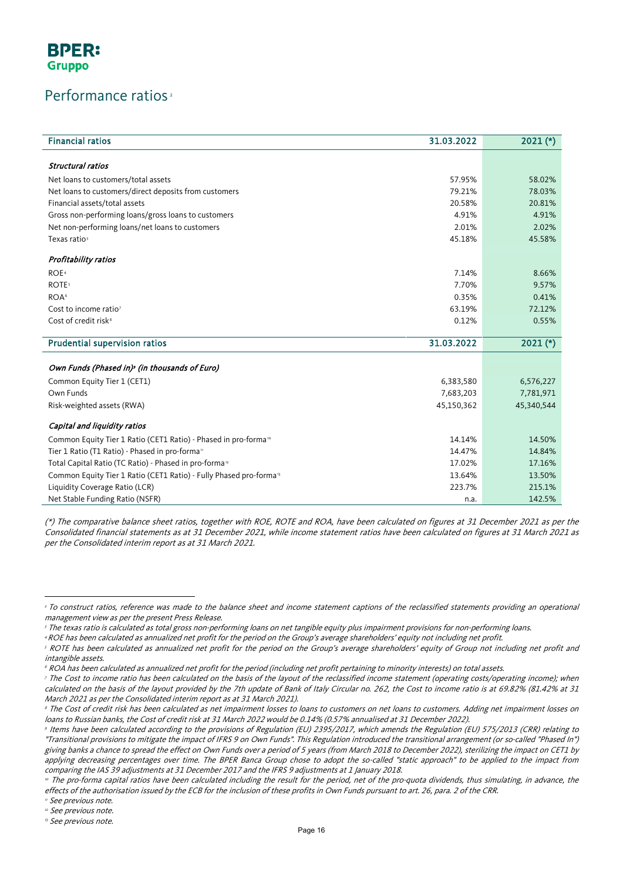# Performance ratios[2]

| Financial ratios | 31.03.2022 | 2021 (*) |
|---|---|---|
| *Structural ratios* | | |
| Net loans to customers/total assets | 57.95% | 58.02% |
| Net loans to customers/direct deposits from customers | 79.21% | 78.03% |
| Financial assets/total assets | 20.58% | 20.81% |
| Gross non-performing loans/gross loans to customers | 4.91% | 4.91% |
| Net non-performing loans/net loans to customers | 2.01% | 2.02% |
| Texas ratio[3] | 45.18% | 45.58% |
| *Profitability ratios* | | |
| ROE[4] | 7.14% | 8.66% |
| ROTE[5] | 7.70% | 9.57% |
| ROA[6] | 0.35% | 0.41% |
| Cost to income ratio[7] | 63.19% | 72.12% |
| Cost of credit risk[8] | 0.12% | 0.55% |

| Prudential supervision ratios | 31.03.2022 | 2021 (*) |
|---|---|---|
| *Own Funds (Phased in)[9] (in thousands of Euro)* | | |
| Common Equity Tier 1 (CET1) | 6,383,580 | 6,576,227 |
| Own Funds | 7,683,203 | 7,781,971 |
| Risk-weighted assets (RWA) | 45,150,362 | 45,340,544 |
| *Capital and liquidity ratios* | | |
| Common Equity Tier 1 Ratio (CET1 Ratio) - Phased in pro-forma[10] | 14.14% | 14.50% |
| Tier 1 Ratio (T1 Ratio) - Phased in pro-forma[11] | 14.47% | 14.84% |
| Total Capital Ratio (TC Ratio) - Phased in pro-forma[12] | 17.02% | 17.16% |
| Common Equity Tier 1 Ratio (CET1 Ratio) - Fully Phased pro-forma[13] | 13.64% | 13.50% |
| Liquidity Coverage Ratio (LCR) | 223.7% | 215.1% |
| Net Stable Funding Ratio (NSFR) | n.a. | 142.5% |

*(\*) The comparative balance sheet ratios, together with ROE, ROTE and ROA, have been calculated on figures at 31 December 2021 as per the Consolidated financial statements as at 31 December 2021, while income statement ratios have been calculated on figures at 31 March 2021 as per the Consolidated interim report as at 31 March 2021.*

---

*[2] To construct ratios, reference was made to the balance sheet and income statement captions of the reclassified statements providing an operational management view as per the present Press Release.*

*[3] The texas ratio is calculated as total gross non-performing loans on net tangible equity plus impairment provisions for non-performing loans.*

*[4] ROE has been calculated as annualized net profit for the period on the Group's average shareholders' equity not including net profit.*

*[5] ROTE has been calculated as annualized net profit for the period on the Group's average shareholders' equity of Group not including net profit and intangible assets.*

*[6] ROA has been calculated as annualized net profit for the period (including net profit pertaining to minority interests) on total assets.*

*[7] The Cost to income ratio has been calculated on the basis of the layout of the reclassified income statement (operating costs/operating income); when calculated on the basis of the layout provided by the 7th update of Bank of Italy Circular no. 262, the Cost to income ratio is at 69.82% (81.42% at 31 March 2021 as per the Consolidated interim report as at 31 March 2021).*

*[8] The Cost of credit risk has been calculated as net impairment losses to loans to customers on net loans to customers. Adding net impairment losses on loans to Russian banks, the Cost of credit risk at 31 March 2022 would be 0.14% (0.57% annualised at 31 December 2022).*

*[9] Items have been calculated according to the provisions of Regulation (EU) 2395/2017, which amends the Regulation (EU) 575/2013 (CRR) relating to "Transitional provisions to mitigate the impact of IFRS 9 on Own Funds". This Regulation introduced the transitional arrangement (or so-called "Phased In") giving banks a chance to spread the effect on Own Funds over a period of 5 years (from March 2018 to December 2022), sterilizing the impact on CET1 by applying decreasing percentages over time. The BPER Banca Group chose to adopt the so-called "static approach" to be applied to the impact from comparing the IAS 39 adjustments at 31 December 2017 and the IFRS 9 adjustments at 1 January 2018.*

*[10] The pro-forma capital ratios have been calculated including the result for the period, net of the pro-quota dividends, thus simulating, in advance, the effects of the authorisation issued by the ECB for the inclusion of these profits in Own Funds pursuant to art. 26, para. 2 of the CRR.*

*[11] See previous note.*

*[12] See previous note.*

*[13] See previous note.*